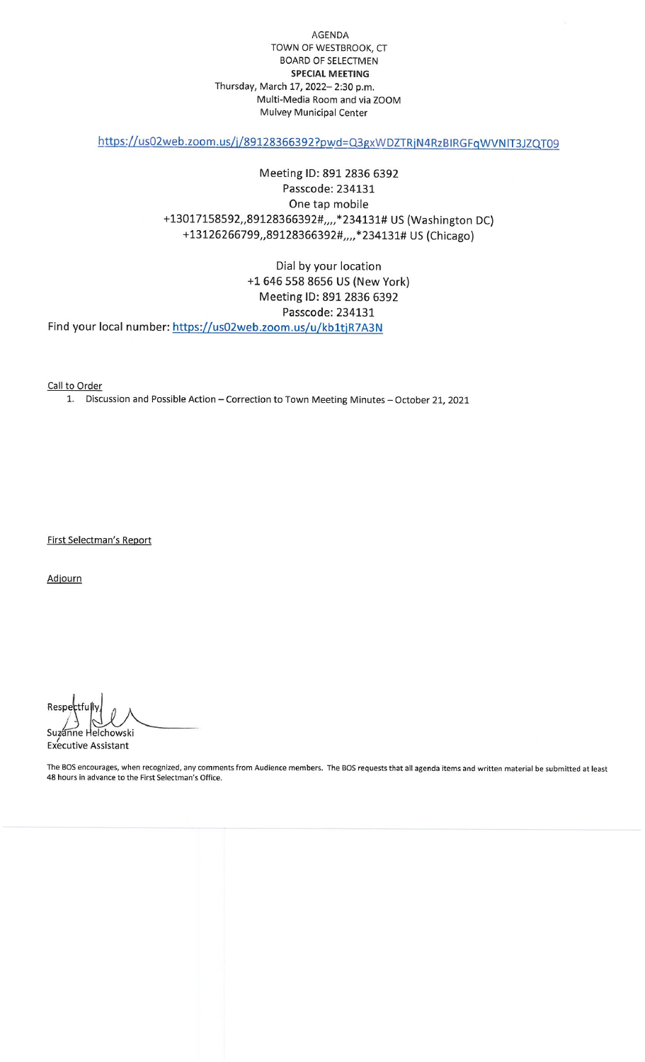AGENDA
TOWN OF WESTBROOK, CT
BOARD OF SELECTMEN
**SPECIAL MEETING**
Thursday, March 17, 2022– 2:30 p.m.
Multi-Media Room and via ZOOM
Mulvey Municipal Center

https://us02web.zoom.us/j/89128366392?pwd=Q3gxWDZTRjN4RzBlRGFqWVNlT3JZQT09

Meeting ID: 891 2836 6392
Passcode: 234131
One tap mobile
+13017158592,,89128366392#,,,,*234131# US (Washington DC)
+13126266799,,89128366392#,,,,*234131# US (Chicago)

Dial by your location
+1 646 558 8656 US (New York)
Meeting ID: 891 2836 6392
Passcode: 234131
Find your local number: https://us02web.zoom.us/u/kb1tjR7A3N

Call to Order

1. Discussion and Possible Action – Correction to Town Meeting Minutes – October 21, 2021

First Selectman's Report

Adjourn

Respectfully,
Suzanne Helchowski
Executive Assistant

The BOS encourages, when recognized, any comments from Audience members. The BOS requests that all agenda items and written material be submitted at least 48 hours in advance to the First Selectman's Office.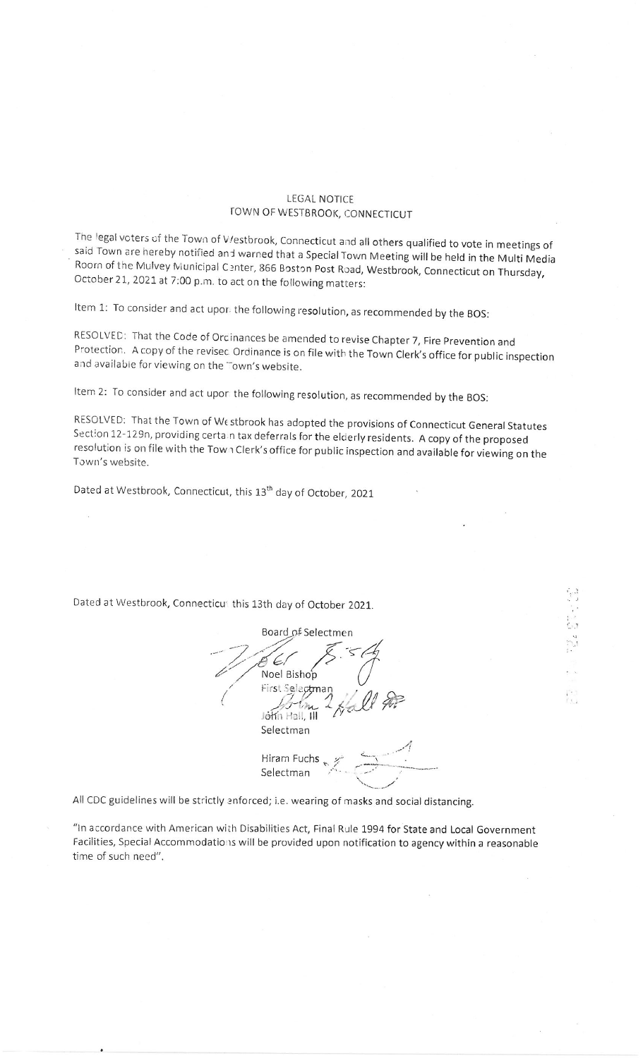LEGAL NOTICE
TOWN OF WESTBROOK, CONNECTICUT

The legal voters of the Town of Westbrook, Connecticut and all others qualified to vote in meetings of said Town are hereby notified and warned that a Special Town Meeting will be held in the Multi Media Room of the Mulvey Municipal Center, 866 Boston Post Road, Westbrook, Connecticut on Thursday, October 21, 2021 at 7:00 p.m. to act on the following matters:

Item 1: To consider and act upon the following resolution, as recommended by the BOS:

RESOLVED: That the Code of Ordinances be amended to revise Chapter 7, Fire Prevention and Protection. A copy of the revised Ordinance is on file with the Town Clerk's office for public inspection and available for viewing on the Town's website.

Item 2: To consider and act upon the following resolution, as recommended by the BOS:

RESOLVED: That the Town of Westbrook has adopted the provisions of Connecticut General Statutes Section 12-129n, providing certain tax deferrals for the elderly residents. A copy of the proposed resolution is on file with the Town Clerk's office for public inspection and available for viewing on the Town's website.

Dated at Westbrook, Connecticut, this 13th day of October, 2021

Dated at Westbrook, Connecticut this 13th day of October 2021.

Board of Selectmen

Noel Bishop
First Selectman

John Hall, III
Selectman

Hiram Fuchs
Selectman

All CDC guidelines will be strictly enforced; i.e. wearing of masks and social distancing.

"In accordance with American with Disabilities Act, Final Rule 1994 for State and Local Government Facilities, Special Accommodations will be provided upon notification to agency within a reasonable time of such need".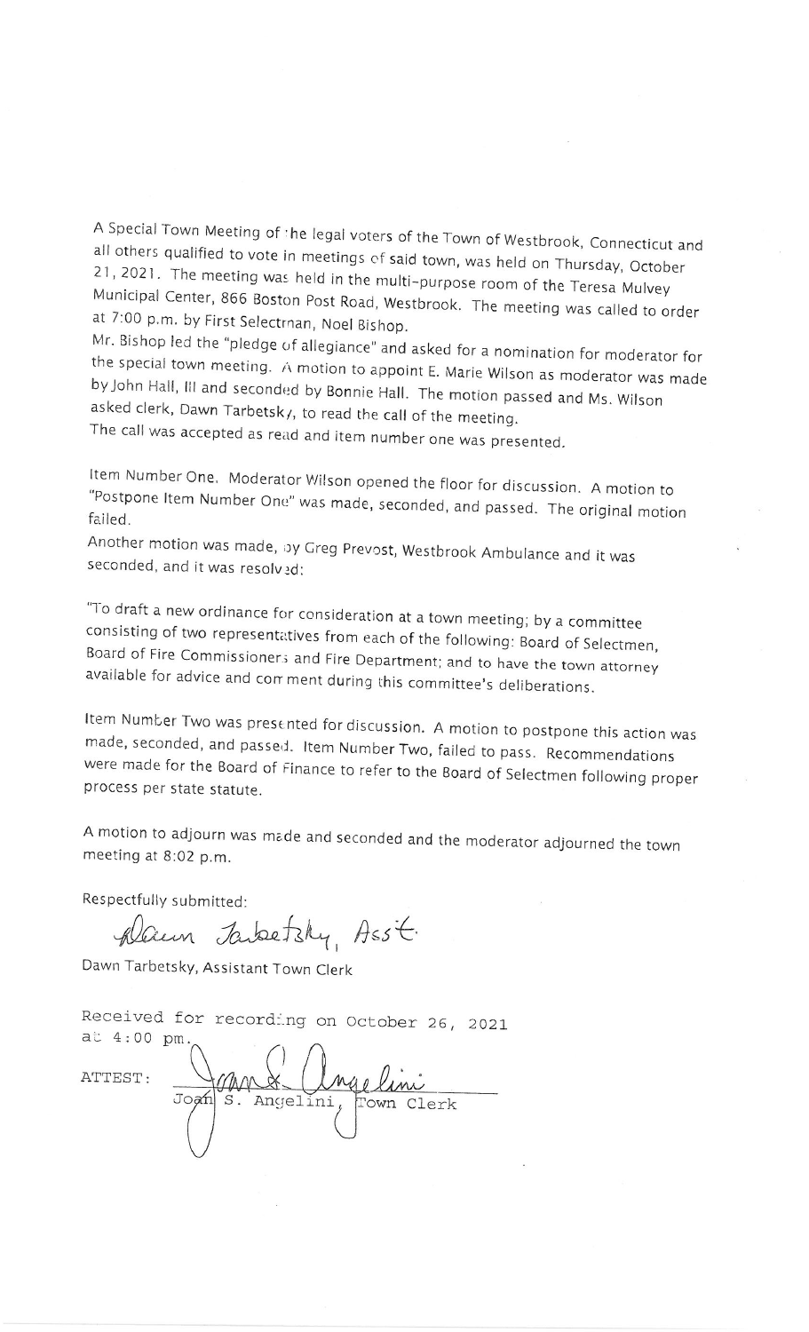A Special Town Meeting of the legal voters of the Town of Westbrook, Connecticut and all others qualified to vote in meetings of said town, was held on Thursday, October 21, 2021. The meeting was held in the multi-purpose room of the Teresa Mulvey Municipal Center, 866 Boston Post Road, Westbrook. The meeting was called to order at 7:00 p.m. by First Selectman, Noel Bishop.

Mr. Bishop led the "pledge of allegiance" and asked for a nomination for moderator for the special town meeting. A motion to appoint E. Marie Wilson as moderator was made by John Hall, III and seconded by Bonnie Hall. The motion passed and Ms. Wilson asked clerk, Dawn Tarbetsky, to read the call of the meeting.

The call was accepted as read and item number one was presented.

Item Number One. Moderator Wilson opened the floor for discussion. A motion to "Postpone Item Number One" was made, seconded, and passed. The original motion failed.

Another motion was made, by Greg Prevost, Westbrook Ambulance and it was seconded, and it was resolved:

"To draft a new ordinance for consideration at a town meeting; by a committee consisting of two representatives from each of the following: Board of Selectmen, Board of Fire Commissioners and Fire Department; and to have the town attorney available for advice and comment during this committee's deliberations.

Item Number Two was presented for discussion. A motion to postpone this action was made, seconded, and passed. Item Number Two, failed to pass. Recommendations were made for the Board of Finance to refer to the Board of Selectmen following proper process per state statute.

A motion to adjourn was made and seconded and the moderator adjourned the town meeting at 8:02 p.m.

Respectfully submitted:

Dawn Tarbetsky, Ass't.

Dawn Tarbetsky, Assistant Town Clerk

Received for recording on October 26, 2021 at 4:00 pm.

ATTEST: Joan S. Angelini

Joan S. Angelini, Town Clerk